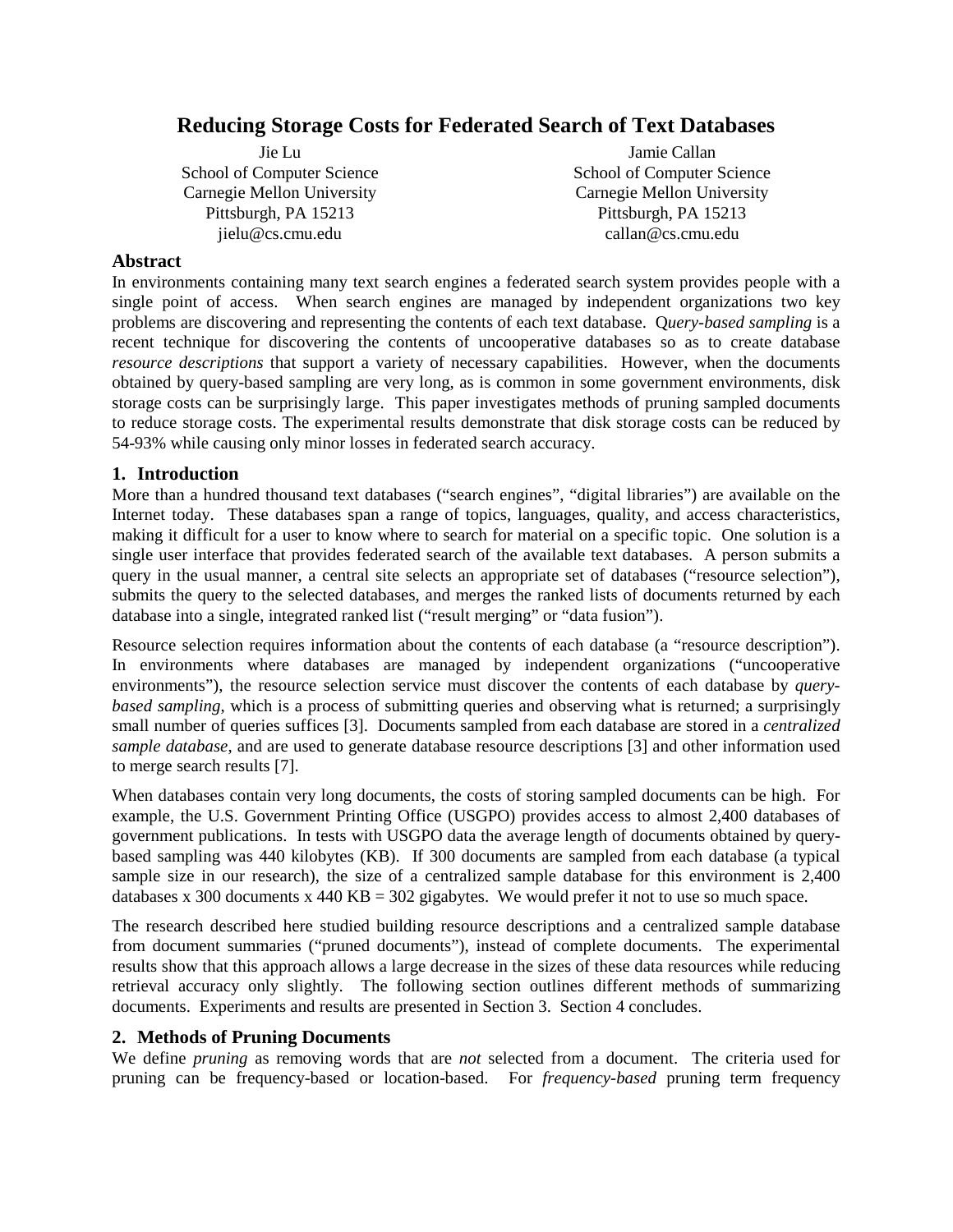# Reducing Storage Costs for Federated Search of Text Databases

Jie Lu
School of Computer Science
Carnegie Mellon University
Pittsburgh, PA 15213
jielu@cs.cmu.edu

Jamie Callan
School of Computer Science
Carnegie Mellon University
Pittsburgh, PA 15213
callan@cs.cmu.edu

## Abstract

In environments containing many text search engines a federated search system provides people with a single point of access. When search engines are managed by independent organizations two key problems are discovering and representing the contents of each text database. Q*uery-based sampling* is a recent technique for discovering the contents of uncooperative databases so as to create database *resource descriptions* that support a variety of necessary capabilities. However, when the documents obtained by query-based sampling are very long, as is common in some government environments, disk storage costs can be surprisingly large. This paper investigates methods of pruning sampled documents to reduce storage costs. The experimental results demonstrate that disk storage costs can be reduced by 54-93% while causing only minor losses in federated search accuracy.

## 1. Introduction

More than a hundred thousand text databases ("search engines", "digital libraries") are available on the Internet today. These databases span a range of topics, languages, quality, and access characteristics, making it difficult for a user to know where to search for material on a specific topic. One solution is a single user interface that provides federated search of the available text databases. A person submits a query in the usual manner, a central site selects an appropriate set of databases ("resource selection"), submits the query to the selected databases, and merges the ranked lists of documents returned by each database into a single, integrated ranked list ("result merging" or "data fusion").

Resource selection requires information about the contents of each database (a "resource description"). In environments where databases are managed by independent organizations ("uncooperative environments"), the resource selection service must discover the contents of each database by *query-based sampling*, which is a process of submitting queries and observing what is returned; a surprisingly small number of queries suffices [3]. Documents sampled from each database are stored in a *centralized sample database*, and are used to generate database resource descriptions [3] and other information used to merge search results [7].

When databases contain very long documents, the costs of storing sampled documents can be high. For example, the U.S. Government Printing Office (USGPO) provides access to almost 2,400 databases of government publications. In tests with USGPO data the average length of documents obtained by query-based sampling was 440 kilobytes (KB). If 300 documents are sampled from each database (a typical sample size in our research), the size of a centralized sample database for this environment is 2,400 databases x 300 documents x 440 KB = 302 gigabytes. We would prefer it not to use so much space.

The research described here studied building resource descriptions and a centralized sample database from document summaries ("pruned documents"), instead of complete documents. The experimental results show that this approach allows a large decrease in the sizes of these data resources while reducing retrieval accuracy only slightly. The following section outlines different methods of summarizing documents. Experiments and results are presented in Section 3. Section 4 concludes.

## 2. Methods of Pruning Documents

We define *pruning* as removing words that are *not* selected from a document. The criteria used for pruning can be frequency-based or location-based. For *frequency-based* pruning term frequency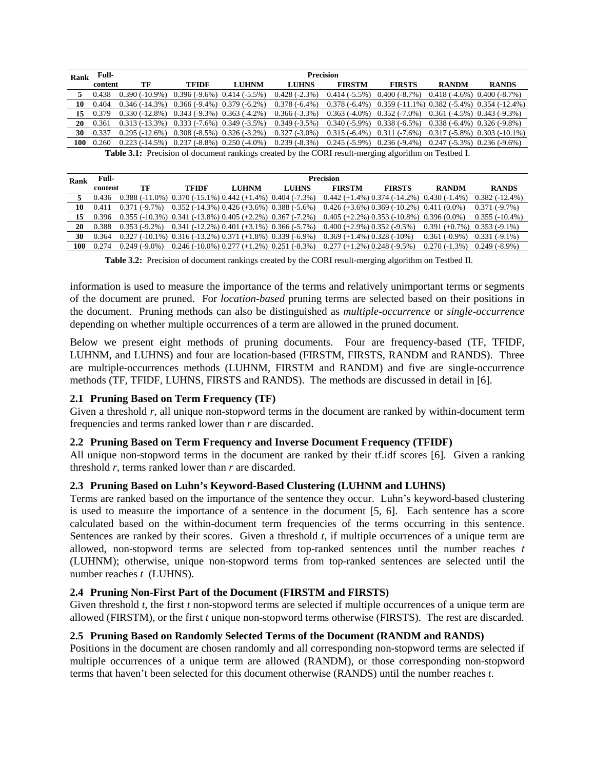| Rank | Full-content | Precision | | | | | | | |
|---|---|---|---|---|---|---|---|---|---|
| | | TF | TFIDF | LUHNM | LUHNS | FIRSTM | FIRSTS | RANDM | RANDS |
| **5** | 0.438 | 0.390 (-10.9%) | 0.396 (-9.6%) | 0.414 (-5.5%) | 0.428 (-2.3%) | 0.414 (-5.5%) | 0.400 (-8.7%) | 0.418 (-4.6%) | 0.400 (-8.7%) |
| **10** | 0.404 | 0.346 (-14.3%) | 0.366 (-9.4%) | 0.379 (-6.2%) | 0.378 (-6.4%) | 0.378 (-6.4%) | 0.359 (-11.1%) | 0.382 (-5.4%) | 0.354 (-12.4%) |
| **15** | 0.379 | 0.330 (-12.8%) | 0.343 (-9.3%) | 0.363 (-4.2%) | 0.366 (-3.3%) | 0.363 (-4.0%) | 0.352 (-7.0%) | 0.361 (-4.5%) | 0.343 (-9.3%) |
| **20** | 0.361 | 0.313 (-13.3%) | 0.333 (-7.6%) | 0.349 (-3.5%) | 0.349 (-3.5%) | 0.340 (-5.9%) | 0.338 (-6.5%) | 0.338 (-6.4%) | 0.326 (-9.8%) |
| **30** | 0.337 | 0.295 (-12.6%) | 0.308 (-8.5%) | 0.326 (-3.2%) | 0.327 (-3.0%) | 0.315 (-6.4%) | 0.311 (-7.6%) | 0.317 (-5.8%) | 0.303 (-10.1%) |
| **100** | 0.260 | 0.223 (-14.5%) | 0.237 (-8.8%) | 0.250 (-4.0%) | 0.239 (-8.3%) | 0.245 (-5.9%) | 0.236 (-9.4%) | 0.247 (-5.3%) | 0.236 (-9.6%) |

**Table 3.1:** Precision of document rankings created by the CORI result-merging algorithm on Testbed I.

| Rank | Full-content | Precision | | | | | | | |
|---|---|---|---|---|---|---|---|---|---|
| | | TF | TFIDF | LUHNM | LUHNS | FIRSTM | FIRSTS | RANDM | RANDS |
| **5** | 0.436 | 0.388 (-11.0%) | 0.370 (-15.1%) | 0.442 (+1.4%) | 0.404 (-7.3%) | 0.442 (+1.4%) | 0.374 (-14.2%) | 0.430 (-1.4%) | 0.382 (-12.4%) |
| **10** | 0.411 | 0.371 (-9.7%) | 0.352 (-14.3%) | 0.426 (+3.6%) | 0.388 (-5.6%) | 0.426 (+3.6%) | 0.369 (-10.2%) | 0.411 (0.0%) | 0.371 (-9.7%) |
| **15** | 0.396 | 0.355 (-10.3%) | 0.341 (-13.8%) | 0.405 (+2.2%) | 0.367 (-7.2%) | 0.405 (+2.2%) | 0.353 (-10.8%) | 0.396 (0.0%) | 0.355 (-10.4%) |
| **20** | 0.388 | 0.353 (-9.2%) | 0.341 (-12.2%) | 0.401 (+3.1%) | 0.366 (-5.7%) | 0.400 (+2.9%) | 0.352 (-9.5%) | 0.391 (+0.7%) | 0.353 (-9.1%) |
| **30** | 0.364 | 0.327 (-10.1%) | 0.316 (-13.2%) | 0.371 (+1.8%) | 0.339 (-6.9%) | 0.369 (+1.4%) | 0.328 (-10%) | 0.361 (-0.9%) | 0.331 (-9.1%) |
| **100** | 0.274 | 0.249 (-9.0%) | 0.246 (-10.0%) | 0.277 (+1.2%) | 0.251 (-8.3%) | 0.277 (+1.2%) | 0.248 (-9.5%) | 0.270 (-1.3%) | 0.249 (-8.9%) |

**Table 3.2:** Precision of document rankings created by the CORI result-merging algorithm on Testbed II.

information is used to measure the importance of the terms and relatively unimportant terms or segments of the document are pruned. For *location-based* pruning terms are selected based on their positions in the document. Pruning methods can also be distinguished as *multiple-occurrence* or *single-occurrence* depending on whether multiple occurrences of a term are allowed in the pruned document.

Below we present eight methods of pruning documents. Four are frequency-based (TF, TFIDF, LUHNM, and LUHNS) and four are location-based (FIRSTM, FIRSTS, RANDM and RANDS). Three are multiple-occurrences methods (LUHNM, FIRSTM and RANDM) and five are single-occurrence methods (TF, TFIDF, LUHNS, FIRSTS and RANDS). The methods are discussed in detail in [6].

### 2.1 Pruning Based on Term Frequency (TF)

Given a threshold *r*, all unique non-stopword terms in the document are ranked by within-document term frequencies and terms ranked lower than *r* are discarded.

### 2.2 Pruning Based on Term Frequency and Inverse Document Frequency (TFIDF)

All unique non-stopword terms in the document are ranked by their tf.idf scores [6]. Given a ranking threshold *r*, terms ranked lower than *r* are discarded.

### 2.3 Pruning Based on Luhn's Keyword-Based Clustering (LUHNM and LUHNS)

Terms are ranked based on the importance of the sentence they occur. Luhn's keyword-based clustering is used to measure the importance of a sentence in the document [5, 6]. Each sentence has a score calculated based on the within-document term frequencies of the terms occurring in this sentence. Sentences are ranked by their scores. Given a threshold *t*, if multiple occurrences of a unique term are allowed, non-stopword terms are selected from top-ranked sentences until the number reaches *t* (LUHNM); otherwise, unique non-stopword terms from top-ranked sentences are selected until the number reaches *t* (LUHNS).

### 2.4 Pruning Non-First Part of the Document (FIRSTM and FIRSTS)

Given threshold *t*, the first *t* non-stopword terms are selected if multiple occurrences of a unique term are allowed (FIRSTM), or the first *t* unique non-stopword terms otherwise (FIRSTS). The rest are discarded.

### 2.5 Pruning Based on Randomly Selected Terms of the Document (RANDM and RANDS)

Positions in the document are chosen randomly and all corresponding non-stopword terms are selected if multiple occurrences of a unique term are allowed (RANDM), or those corresponding non-stopword terms that haven't been selected for this document otherwise (RANDS) until the number reaches *t*.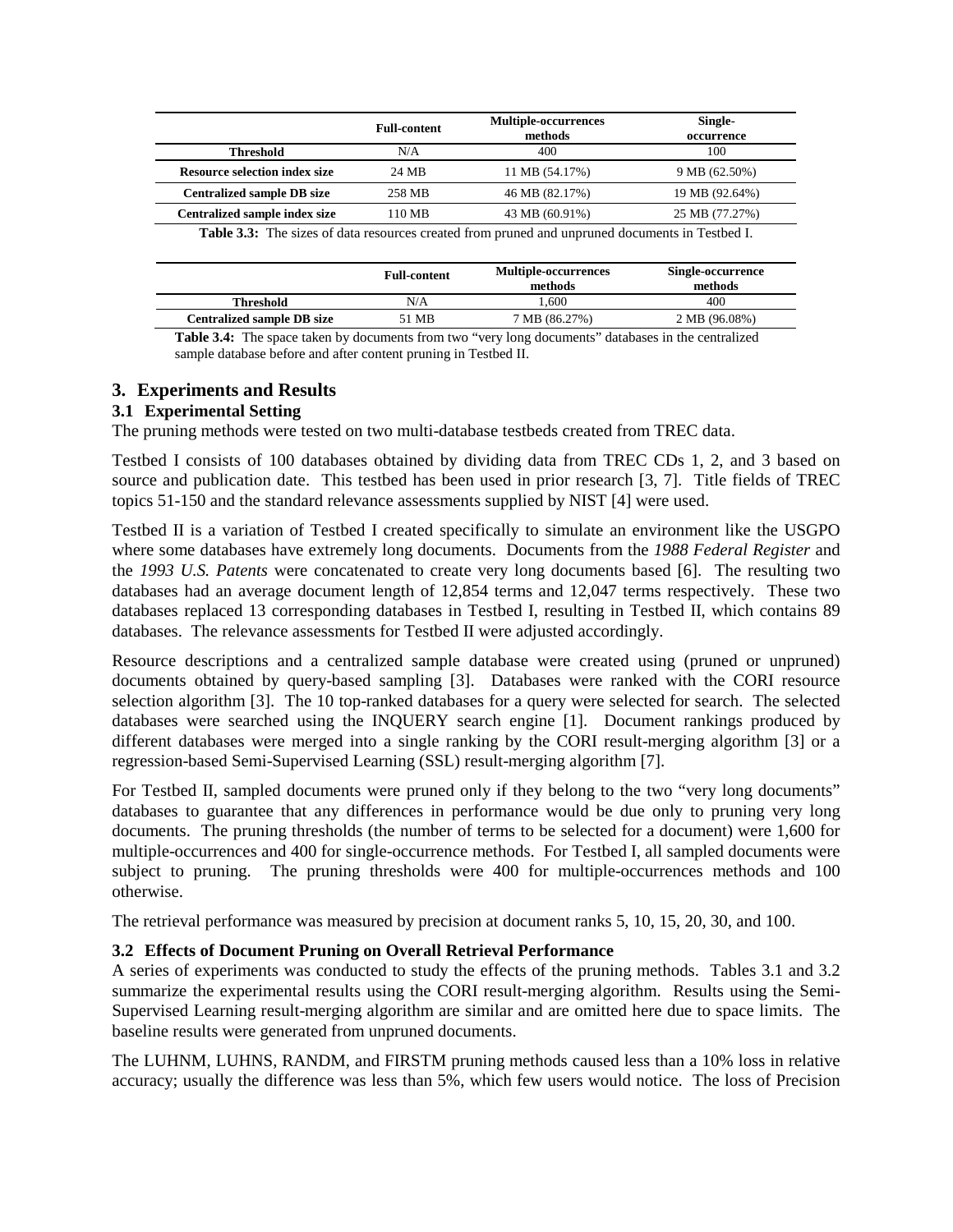| | Full-content | Multiple-occurrences methods | Single-occurrence |
|---|---|---|---|
| **Threshold** | N/A | 400 | 100 |
| **Resource selection index size** | 24 MB | 11 MB (54.17%) | 9 MB (62.50%) |
| **Centralized sample DB size** | 258 MB | 46 MB (82.17%) | 19 MB (92.64%) |
| **Centralized sample index size** | 110 MB | 43 MB (60.91%) | 25 MB (77.27%) |

**Table 3.3:** The sizes of data resources created from pruned and unpruned documents in Testbed I.

| | Full-content | Multiple-occurrences methods | Single-occurrence methods |
|---|---|---|---|
| **Threshold** | N/A | 1,600 | 400 |
| **Centralized sample DB size** | 51 MB | 7 MB (86.27%) | 2 MB (96.08%) |

**Table 3.4:** The space taken by documents from two "very long documents" databases in the centralized sample database before and after content pruning in Testbed II.

## 3. Experiments and Results

### 3.1 Experimental Setting

The pruning methods were tested on two multi-database testbeds created from TREC data.

Testbed I consists of 100 databases obtained by dividing data from TREC CDs 1, 2, and 3 based on source and publication date. This testbed has been used in prior research [3, 7]. Title fields of TREC topics 51-150 and the standard relevance assessments supplied by NIST [4] were used.

Testbed II is a variation of Testbed I created specifically to simulate an environment like the USGPO where some databases have extremely long documents. Documents from the *1988 Federal Register* and the *1993 U.S. Patents* were concatenated to create very long documents based [6]. The resulting two databases had an average document length of 12,854 terms and 12,047 terms respectively. These two databases replaced 13 corresponding databases in Testbed I, resulting in Testbed II, which contains 89 databases. The relevance assessments for Testbed II were adjusted accordingly.

Resource descriptions and a centralized sample database were created using (pruned or unpruned) documents obtained by query-based sampling [3]. Databases were ranked with the CORI resource selection algorithm [3]. The 10 top-ranked databases for a query were selected for search. The selected databases were searched using the INQUERY search engine [1]. Document rankings produced by different databases were merged into a single ranking by the CORI result-merging algorithm [3] or a regression-based Semi-Supervised Learning (SSL) result-merging algorithm [7].

For Testbed II, sampled documents were pruned only if they belong to the two "very long documents" databases to guarantee that any differences in performance would be due only to pruning very long documents. The pruning thresholds (the number of terms to be selected for a document) were 1,600 for multiple-occurrences and 400 for single-occurrence methods. For Testbed I, all sampled documents were subject to pruning. The pruning thresholds were 400 for multiple-occurrences methods and 100 otherwise.

The retrieval performance was measured by precision at document ranks 5, 10, 15, 20, 30, and 100.

### 3.2 Effects of Document Pruning on Overall Retrieval Performance

A series of experiments was conducted to study the effects of the pruning methods. Tables 3.1 and 3.2 summarize the experimental results using the CORI result-merging algorithm. Results using the Semi-Supervised Learning result-merging algorithm are similar and are omitted here due to space limits. The baseline results were generated from unpruned documents.

The LUHNM, LUHNS, RANDM, and FIRSTM pruning methods caused less than a 10% loss in relative accuracy; usually the difference was less than 5%, which few users would notice. The loss of Precision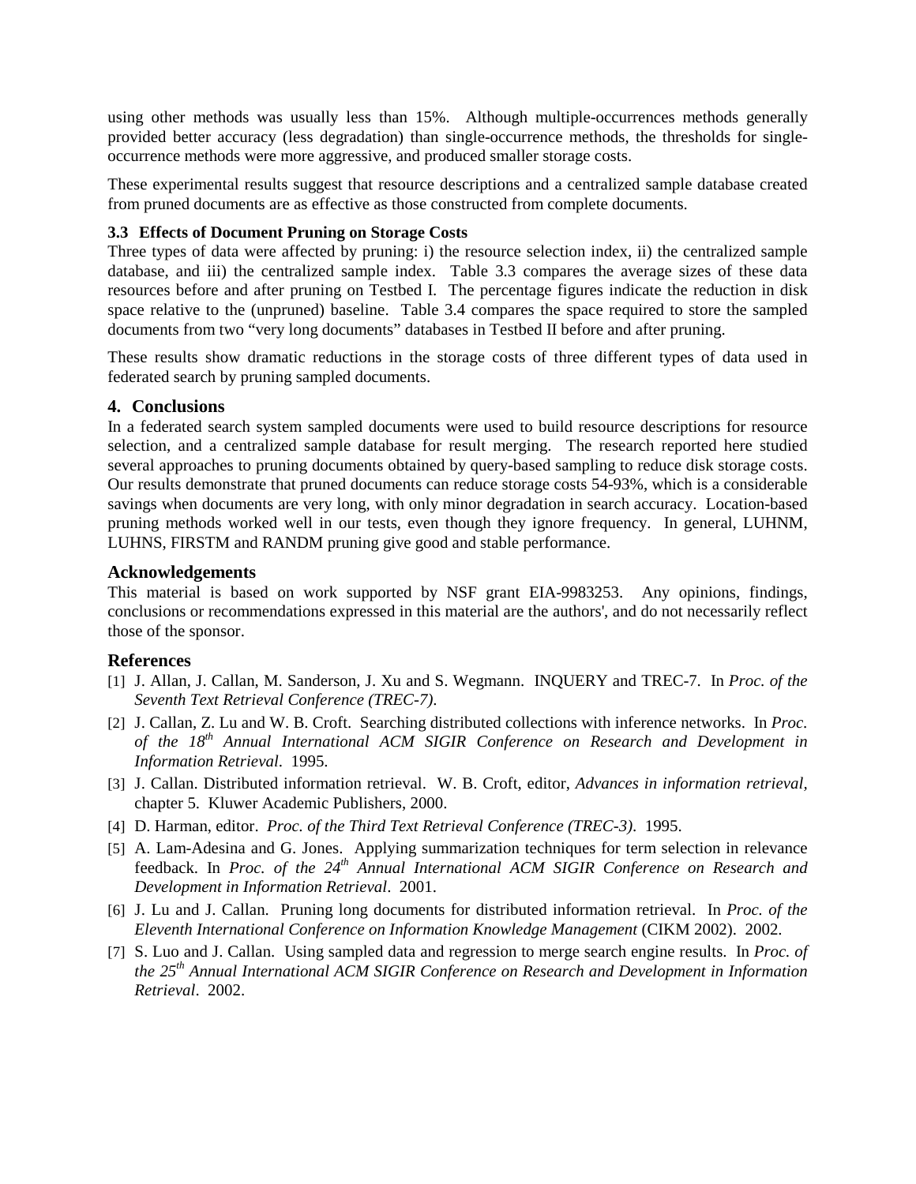using other methods was usually less than 15%. Although multiple-occurrences methods generally provided better accuracy (less degradation) than single-occurrence methods, the thresholds for single-occurrence methods were more aggressive, and produced smaller storage costs.

These experimental results suggest that resource descriptions and a centralized sample database created from pruned documents are as effective as those constructed from complete documents.

### 3.3 Effects of Document Pruning on Storage Costs

Three types of data were affected by pruning: i) the resource selection index, ii) the centralized sample database, and iii) the centralized sample index. Table 3.3 compares the average sizes of these data resources before and after pruning on Testbed I. The percentage figures indicate the reduction in disk space relative to the (unpruned) baseline. Table 3.4 compares the space required to store the sampled documents from two "very long documents" databases in Testbed II before and after pruning.

These results show dramatic reductions in the storage costs of three different types of data used in federated search by pruning sampled documents.

## 4. Conclusions

In a federated search system sampled documents were used to build resource descriptions for resource selection, and a centralized sample database for result merging. The research reported here studied several approaches to pruning documents obtained by query-based sampling to reduce disk storage costs. Our results demonstrate that pruned documents can reduce storage costs 54-93%, which is a considerable savings when documents are very long, with only minor degradation in search accuracy. Location-based pruning methods worked well in our tests, even though they ignore frequency. In general, LUHNM, LUHNS, FIRSTM and RANDM pruning give good and stable performance.

## Acknowledgements

This material is based on work supported by NSF grant EIA-9983253. Any opinions, findings, conclusions or recommendations expressed in this material are the authors', and do not necessarily reflect those of the sponsor.

## References

[1] J. Allan, J. Callan, M. Sanderson, J. Xu and S. Wegmann. INQUERY and TREC-7. In *Proc. of the Seventh Text Retrieval Conference (TREC-7)*.

[2] J. Callan, Z. Lu and W. B. Croft. Searching distributed collections with inference networks. In *Proc. of the 18th Annual International ACM SIGIR Conference on Research and Development in Information Retrieval*. 1995.

[3] J. Callan. Distributed information retrieval. W. B. Croft, editor, *Advances in information retrieval,* chapter 5. Kluwer Academic Publishers, 2000.

[4] D. Harman, editor. *Proc. of the Third Text Retrieval Conference (TREC-3)*. 1995.

[5] A. Lam-Adesina and G. Jones. Applying summarization techniques for term selection in relevance feedback. In *Proc. of the 24th Annual International ACM SIGIR Conference on Research and Development in Information Retrieval*. 2001.

[6] J. Lu and J. Callan. Pruning long documents for distributed information retrieval. In *Proc. of the Eleventh International Conference on Information Knowledge Management* (CIKM 2002). 2002.

[7] S. Luo and J. Callan. Using sampled data and regression to merge search engine results. In *Proc. of the 25th Annual International ACM SIGIR Conference on Research and Development in Information Retrieval*. 2002.